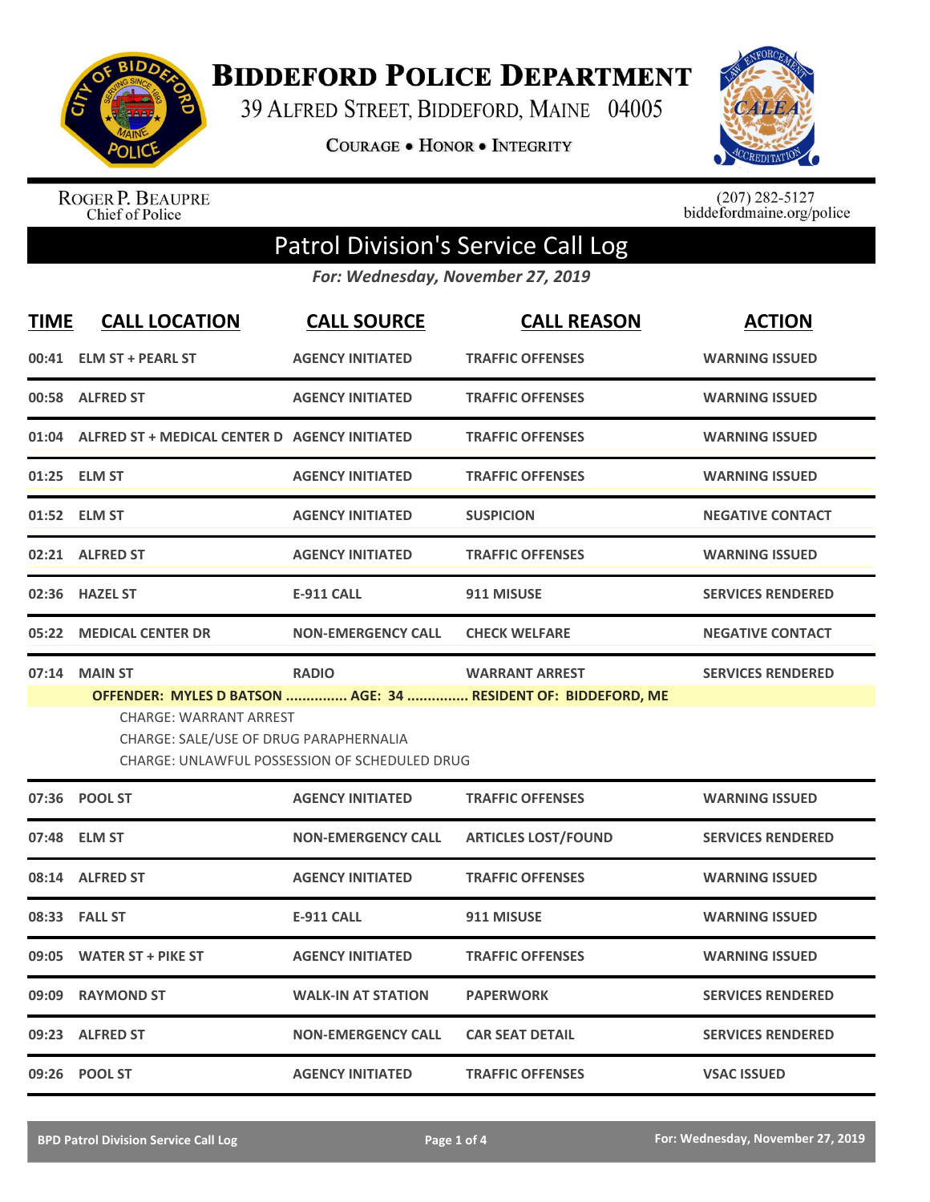# BIDDEFORD POLICE DEPARTMENT

39 ALFRED STREET, BIDDEFORD, MAINE 04005

COURAGE • HONOR • INTEGRITY

ROGER P. BEAUPRE
Chief of Police

(207) 282-5127
biddefordmaine.org/police

## Patrol Division's Service Call Log

*For: Wednesday, November 27, 2019*

| TIME | CALL LOCATION | CALL SOURCE | CALL REASON | ACTION |
|---|---|---|---|---|
| 00:41 | ELM ST + PEARL ST | AGENCY INITIATED | TRAFFIC OFFENSES | WARNING ISSUED |
| 00:58 | ALFRED ST | AGENCY INITIATED | TRAFFIC OFFENSES | WARNING ISSUED |
| 01:04 | ALFRED ST + MEDICAL CENTER D | AGENCY INITIATED | TRAFFIC OFFENSES | WARNING ISSUED |
| 01:25 | ELM ST | AGENCY INITIATED | TRAFFIC OFFENSES | WARNING ISSUED |
| 01:52 | ELM ST | AGENCY INITIATED | SUSPICION | NEGATIVE CONTACT |
| 02:21 | ALFRED ST | AGENCY INITIATED | TRAFFIC OFFENSES | WARNING ISSUED |
| 02:36 | HAZEL ST | E-911 CALL | 911 MISUSE | SERVICES RENDERED |
| 05:22 | MEDICAL CENTER DR | NON-EMERGENCY CALL | CHECK WELFARE | NEGATIVE CONTACT |
| 07:14 | MAIN ST | RADIO | WARRANT ARREST | SERVICES RENDERED |
| | **OFFENDER: MYLES D BATSON ............... AGE: 34 ............... RESIDENT OF: BIDDEFORD, ME**<br>CHARGE: WARRANT ARREST<br>CHARGE: SALE/USE OF DRUG PARAPHERNALIA<br>CHARGE: UNLAWFUL POSSESSION OF SCHEDULED DRUG | | | |
| 07:36 | POOL ST | AGENCY INITIATED | TRAFFIC OFFENSES | WARNING ISSUED |
| 07:48 | ELM ST | NON-EMERGENCY CALL | ARTICLES LOST/FOUND | SERVICES RENDERED |
| 08:14 | ALFRED ST | AGENCY INITIATED | TRAFFIC OFFENSES | WARNING ISSUED |
| 08:33 | FALL ST | E-911 CALL | 911 MISUSE | WARNING ISSUED |
| 09:05 | WATER ST + PIKE ST | AGENCY INITIATED | TRAFFIC OFFENSES | WARNING ISSUED |
| 09:09 | RAYMOND ST | WALK-IN AT STATION | PAPERWORK | SERVICES RENDERED |
| 09:23 | ALFRED ST | NON-EMERGENCY CALL | CAR SEAT DETAIL | SERVICES RENDERED |
| 09:26 | POOL ST | AGENCY INITIATED | TRAFFIC OFFENSES | VSAC ISSUED |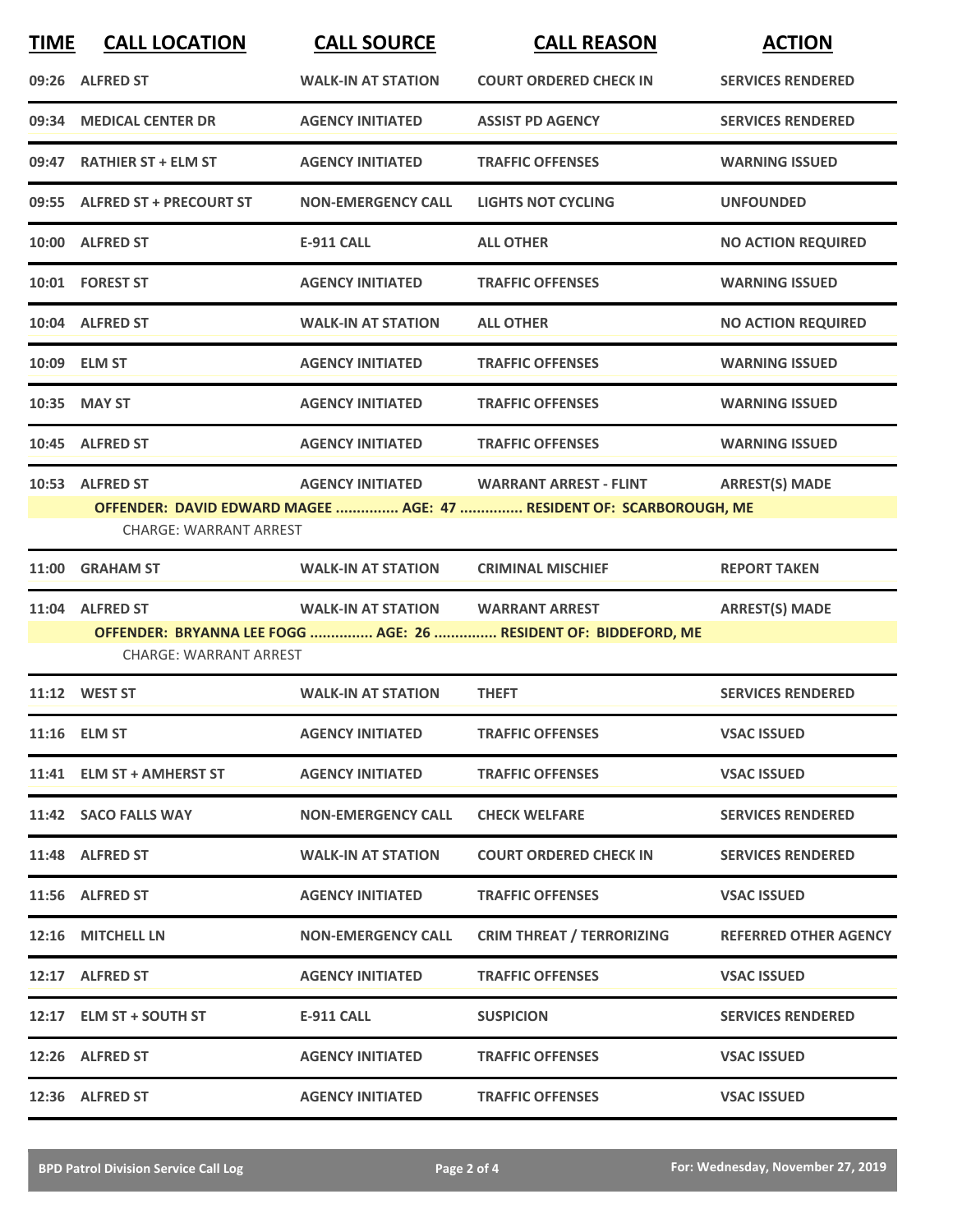| TIME | CALL LOCATION | CALL SOURCE | CALL REASON | ACTION |
|---|---|---|---|---|
| 09:26 | ALFRED ST | WALK-IN AT STATION | COURT ORDERED CHECK IN | SERVICES RENDERED |
| 09:34 | MEDICAL CENTER DR | AGENCY INITIATED | ASSIST PD AGENCY | SERVICES RENDERED |
| 09:47 | RATHIER ST + ELM ST | AGENCY INITIATED | TRAFFIC OFFENSES | WARNING ISSUED |
| 09:55 | ALFRED ST + PRECOURT ST | NON-EMERGENCY CALL | LIGHTS NOT CYCLING | UNFOUNDED |
| 10:00 | ALFRED ST | E-911 CALL | ALL OTHER | NO ACTION REQUIRED |
| 10:01 | FOREST ST | AGENCY INITIATED | TRAFFIC OFFENSES | WARNING ISSUED |
| 10:04 | ALFRED ST | WALK-IN AT STATION | ALL OTHER | NO ACTION REQUIRED |
| 10:09 | ELM ST | AGENCY INITIATED | TRAFFIC OFFENSES | WARNING ISSUED |
| 10:35 | MAY ST | AGENCY INITIATED | TRAFFIC OFFENSES | WARNING ISSUED |
| 10:45 | ALFRED ST | AGENCY INITIATED | TRAFFIC OFFENSES | WARNING ISSUED |
| 10:53 | ALFRED ST | AGENCY INITIATED | WARRANT ARREST - FLINT | ARREST(S) MADE |
| | OFFENDER: DAVID EDWARD MAGEE ............... AGE: 47 ............... RESIDENT OF: SCARBOROUGH, ME | | | |
| | CHARGE: WARRANT ARREST | | | |
| 11:00 | GRAHAM ST | WALK-IN AT STATION | CRIMINAL MISCHIEF | REPORT TAKEN |
| 11:04 | ALFRED ST | WALK-IN AT STATION | WARRANT ARREST | ARREST(S) MADE |
| | OFFENDER: BRYANNA LEE FOGG ............... AGE: 26 ............... RESIDENT OF: BIDDEFORD, ME | | | |
| | CHARGE: WARRANT ARREST | | | |
| 11:12 | WEST ST | WALK-IN AT STATION | THEFT | SERVICES RENDERED |
| 11:16 | ELM ST | AGENCY INITIATED | TRAFFIC OFFENSES | VSAC ISSUED |
| 11:41 | ELM ST + AMHERST ST | AGENCY INITIATED | TRAFFIC OFFENSES | VSAC ISSUED |
| 11:42 | SACO FALLS WAY | NON-EMERGENCY CALL | CHECK WELFARE | SERVICES RENDERED |
| 11:48 | ALFRED ST | WALK-IN AT STATION | COURT ORDERED CHECK IN | SERVICES RENDERED |
| 11:56 | ALFRED ST | AGENCY INITIATED | TRAFFIC OFFENSES | VSAC ISSUED |
| 12:16 | MITCHELL LN | NON-EMERGENCY CALL | CRIM THREAT / TERRORIZING | REFERRED OTHER AGENCY |
| 12:17 | ALFRED ST | AGENCY INITIATED | TRAFFIC OFFENSES | VSAC ISSUED |
| 12:17 | ELM ST + SOUTH ST | E-911 CALL | SUSPICION | SERVICES RENDERED |
| 12:26 | ALFRED ST | AGENCY INITIATED | TRAFFIC OFFENSES | VSAC ISSUED |
| 12:36 | ALFRED ST | AGENCY INITIATED | TRAFFIC OFFENSES | VSAC ISSUED |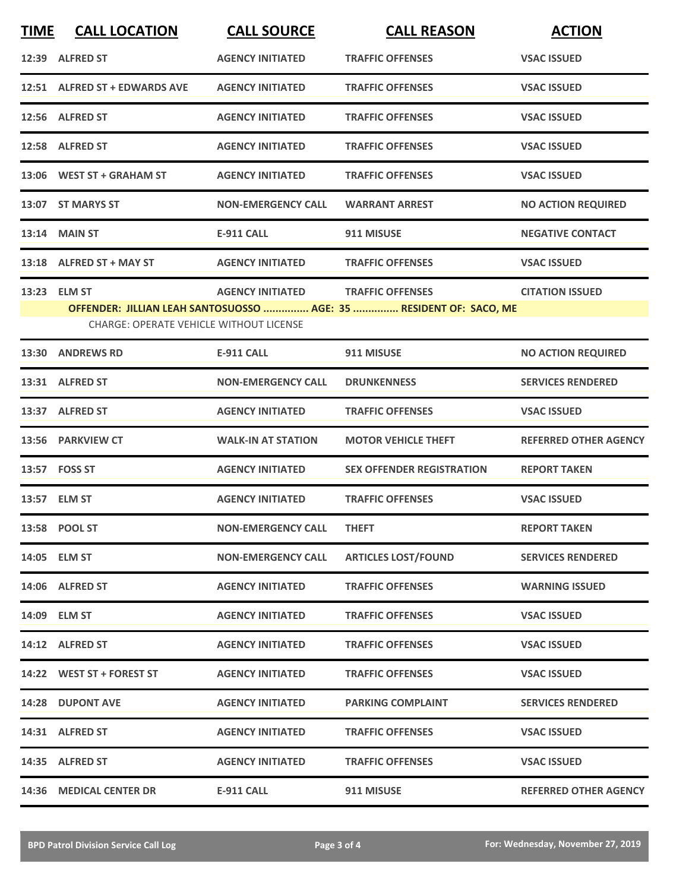| TIME | CALL LOCATION | CALL SOURCE | CALL REASON | ACTION |
|---|---|---|---|---|
| 12:39 | ALFRED ST | AGENCY INITIATED | TRAFFIC OFFENSES | VSAC ISSUED |
| 12:51 | ALFRED ST + EDWARDS AVE | AGENCY INITIATED | TRAFFIC OFFENSES | VSAC ISSUED |
| 12:56 | ALFRED ST | AGENCY INITIATED | TRAFFIC OFFENSES | VSAC ISSUED |
| 12:58 | ALFRED ST | AGENCY INITIATED | TRAFFIC OFFENSES | VSAC ISSUED |
| 13:06 | WEST ST + GRAHAM ST | AGENCY INITIATED | TRAFFIC OFFENSES | VSAC ISSUED |
| 13:07 | ST MARYS ST | NON-EMERGENCY CALL | WARRANT ARREST | NO ACTION REQUIRED |
| 13:14 | MAIN ST | E-911 CALL | 911 MISUSE | NEGATIVE CONTACT |
| 13:18 | ALFRED ST + MAY ST | AGENCY INITIATED | TRAFFIC OFFENSES | VSAC ISSUED |
| 13:23 | ELM ST | AGENCY INITIATED | TRAFFIC OFFENSES | CITATION ISSUED |
| | OFFENDER: JILLIAN LEAH SANTOSUOSSO ............... AGE: 35 ............... RESIDENT OF: SACO, ME | | | |
| | CHARGE: OPERATE VEHICLE WITHOUT LICENSE | | | |
| 13:30 | ANDREWS RD | E-911 CALL | 911 MISUSE | NO ACTION REQUIRED |
| 13:31 | ALFRED ST | NON-EMERGENCY CALL | DRUNKENNESS | SERVICES RENDERED |
| 13:37 | ALFRED ST | AGENCY INITIATED | TRAFFIC OFFENSES | VSAC ISSUED |
| 13:56 | PARKVIEW CT | WALK-IN AT STATION | MOTOR VEHICLE THEFT | REFERRED OTHER AGENCY |
| 13:57 | FOSS ST | AGENCY INITIATED | SEX OFFENDER REGISTRATION | REPORT TAKEN |
| 13:57 | ELM ST | AGENCY INITIATED | TRAFFIC OFFENSES | VSAC ISSUED |
| 13:58 | POOL ST | NON-EMERGENCY CALL | THEFT | REPORT TAKEN |
| 14:05 | ELM ST | NON-EMERGENCY CALL | ARTICLES LOST/FOUND | SERVICES RENDERED |
| 14:06 | ALFRED ST | AGENCY INITIATED | TRAFFIC OFFENSES | WARNING ISSUED |
| 14:09 | ELM ST | AGENCY INITIATED | TRAFFIC OFFENSES | VSAC ISSUED |
| 14:12 | ALFRED ST | AGENCY INITIATED | TRAFFIC OFFENSES | VSAC ISSUED |
| 14:22 | WEST ST + FOREST ST | AGENCY INITIATED | TRAFFIC OFFENSES | VSAC ISSUED |
| 14:28 | DUPONT AVE | AGENCY INITIATED | PARKING COMPLAINT | SERVICES RENDERED |
| 14:31 | ALFRED ST | AGENCY INITIATED | TRAFFIC OFFENSES | VSAC ISSUED |
| 14:35 | ALFRED ST | AGENCY INITIATED | TRAFFIC OFFENSES | VSAC ISSUED |
| 14:36 | MEDICAL CENTER DR | E-911 CALL | 911 MISUSE | REFERRED OTHER AGENCY |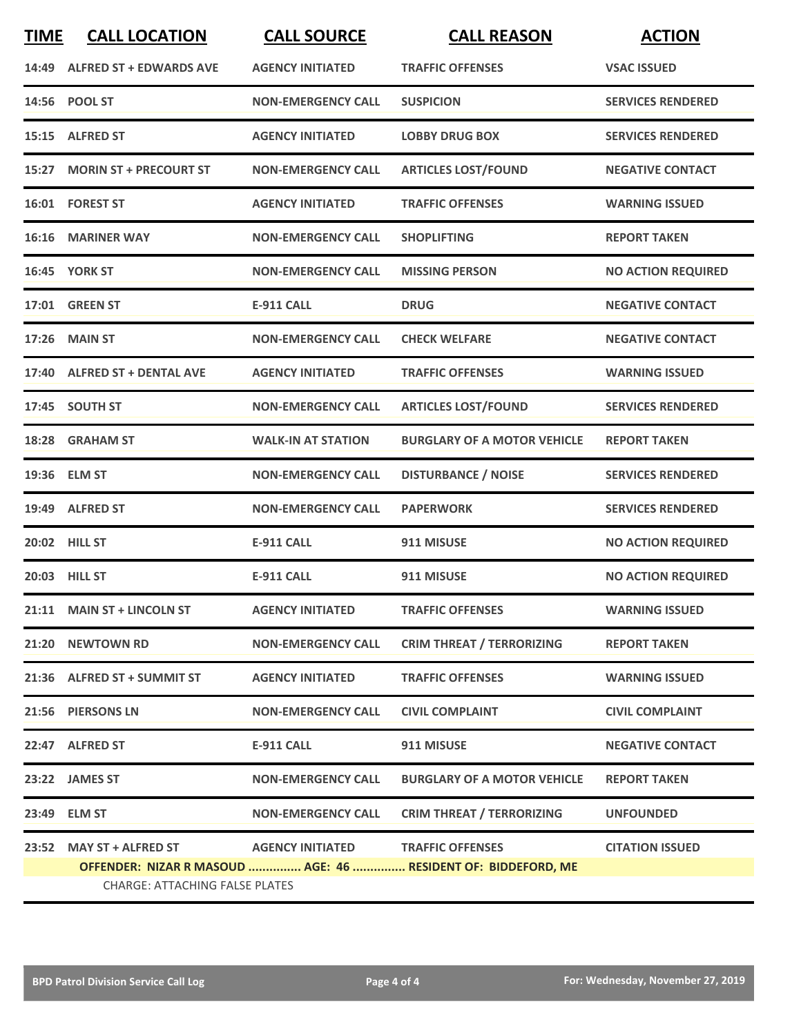| TIME | CALL LOCATION | CALL SOURCE | CALL REASON | ACTION |
|---|---|---|---|---|
| 14:49 | ALFRED ST + EDWARDS AVE | AGENCY INITIATED | TRAFFIC OFFENSES | VSAC ISSUED |
| 14:56 | POOL ST | NON-EMERGENCY CALL | SUSPICION | SERVICES RENDERED |
| 15:15 | ALFRED ST | AGENCY INITIATED | LOBBY DRUG BOX | SERVICES RENDERED |
| 15:27 | MORIN ST + PRECOURT ST | NON-EMERGENCY CALL | ARTICLES LOST/FOUND | NEGATIVE CONTACT |
| 16:01 | FOREST ST | AGENCY INITIATED | TRAFFIC OFFENSES | WARNING ISSUED |
| 16:16 | MARINER WAY | NON-EMERGENCY CALL | SHOPLIFTING | REPORT TAKEN |
| 16:45 | YORK ST | NON-EMERGENCY CALL | MISSING PERSON | NO ACTION REQUIRED |
| 17:01 | GREEN ST | E-911 CALL | DRUG | NEGATIVE CONTACT |
| 17:26 | MAIN ST | NON-EMERGENCY CALL | CHECK WELFARE | NEGATIVE CONTACT |
| 17:40 | ALFRED ST + DENTAL AVE | AGENCY INITIATED | TRAFFIC OFFENSES | WARNING ISSUED |
| 17:45 | SOUTH ST | NON-EMERGENCY CALL | ARTICLES LOST/FOUND | SERVICES RENDERED |
| 18:28 | GRAHAM ST | WALK-IN AT STATION | BURGLARY OF A MOTOR VEHICLE | REPORT TAKEN |
| 19:36 | ELM ST | NON-EMERGENCY CALL | DISTURBANCE / NOISE | SERVICES RENDERED |
| 19:49 | ALFRED ST | NON-EMERGENCY CALL | PAPERWORK | SERVICES RENDERED |
| 20:02 | HILL ST | E-911 CALL | 911 MISUSE | NO ACTION REQUIRED |
| 20:03 | HILL ST | E-911 CALL | 911 MISUSE | NO ACTION REQUIRED |
| 21:11 | MAIN ST + LINCOLN ST | AGENCY INITIATED | TRAFFIC OFFENSES | WARNING ISSUED |
| 21:20 | NEWTOWN RD | NON-EMERGENCY CALL | CRIM THREAT / TERRORIZING | REPORT TAKEN |
| 21:36 | ALFRED ST + SUMMIT ST | AGENCY INITIATED | TRAFFIC OFFENSES | WARNING ISSUED |
| 21:56 | PIERSONS LN | NON-EMERGENCY CALL | CIVIL COMPLAINT | CIVIL COMPLAINT |
| 22:47 | ALFRED ST | E-911 CALL | 911 MISUSE | NEGATIVE CONTACT |
| 23:22 | JAMES ST | NON-EMERGENCY CALL | BURGLARY OF A MOTOR VEHICLE | REPORT TAKEN |
| 23:49 | ELM ST | NON-EMERGENCY CALL | CRIM THREAT / TERRORIZING | UNFOUNDED |
| 23:52 | MAY ST + ALFRED ST | AGENCY INITIATED | TRAFFIC OFFENSES | CITATION ISSUED |

**OFFENDER: NIZAR R MASOUD ............... AGE: 46 ............... RESIDENT OF: BIDDEFORD, ME**

CHARGE: ATTACHING FALSE PLATES